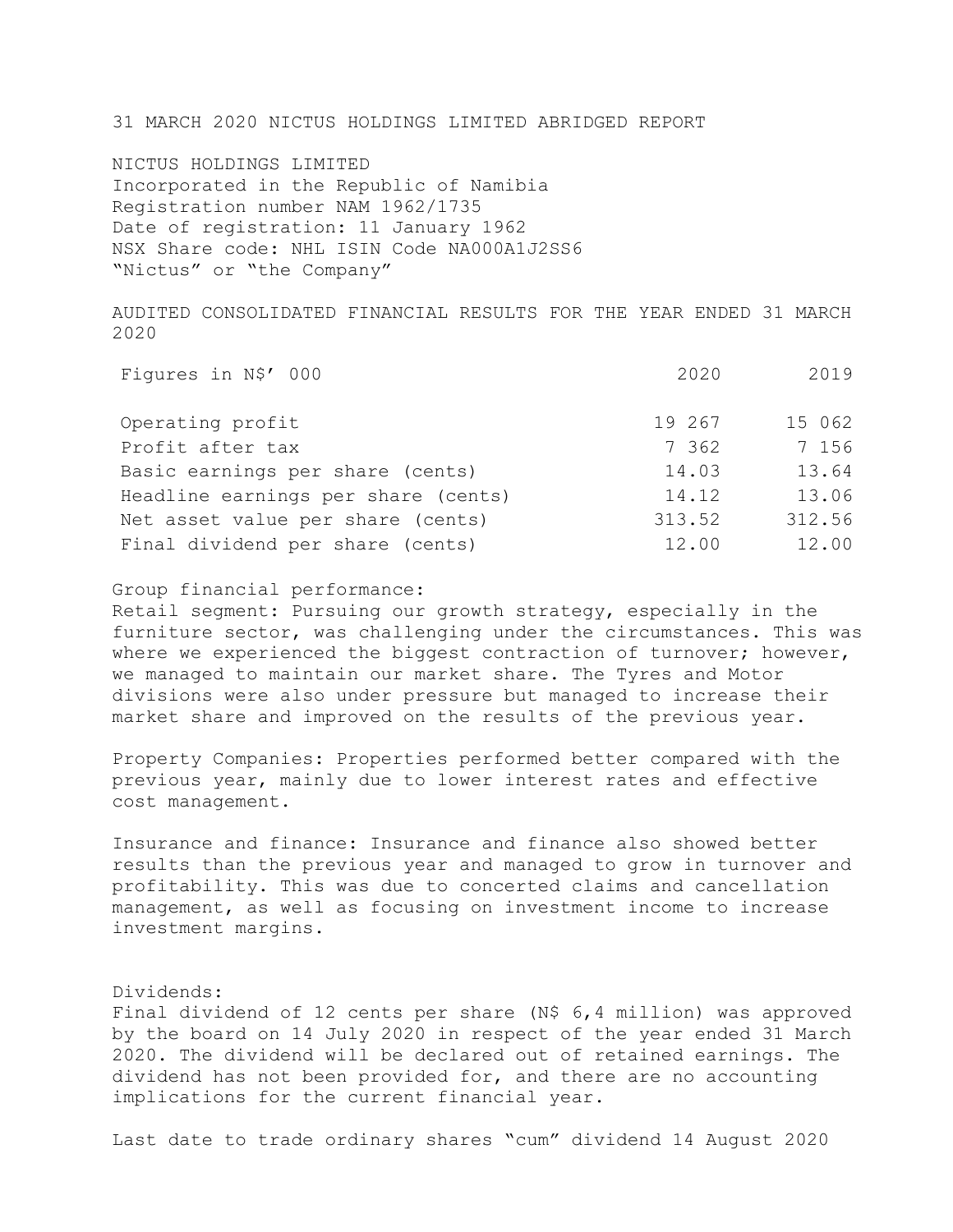# 31 MARCH 2020 NICTUS HOLDINGS LIMITED ABRIDGED REPORT

NICTUS HOLDINGS LIMITED
Incorporated in the Republic of Namibia
Registration number NAM 1962/1735
Date of registration: 11 January 1962
NSX Share code: NHL ISIN Code NA000A1J2SS6
"Nictus" or "the Company"

## AUDITED CONSOLIDATED FINANCIAL RESULTS FOR THE YEAR ENDED 31 MARCH 2020

| Figures in N$' 000 | 2020 | 2019 |
|---|---|---|
| Operating profit | 19 267 | 15 062 |
| Profit after tax | 7 362 | 7 156 |
| Basic earnings per share (cents) | 14.03 | 13.64 |
| Headline earnings per share (cents) | 14.12 | 13.06 |
| Net asset value per share (cents) | 313.52 | 312.56 |
| Final dividend per share (cents) | 12.00 | 12.00 |

Group financial performance:
Retail segment: Pursuing our growth strategy, especially in the furniture sector, was challenging under the circumstances. This was where we experienced the biggest contraction of turnover; however, we managed to maintain our market share. The Tyres and Motor divisions were also under pressure but managed to increase their market share and improved on the results of the previous year.

Property Companies: Properties performed better compared with the previous year, mainly due to lower interest rates and effective cost management.

Insurance and finance: Insurance and finance also showed better results than the previous year and managed to grow in turnover and profitability. This was due to concerted claims and cancellation management, as well as focusing on investment income to increase investment margins.

Dividends:
Final dividend of 12 cents per share (N$ 6,4 million) was approved by the board on 14 July 2020 in respect of the year ended 31 March 2020. The dividend will be declared out of retained earnings. The dividend has not been provided for, and there are no accounting implications for the current financial year.

Last date to trade ordinary shares "cum" dividend 14 August 2020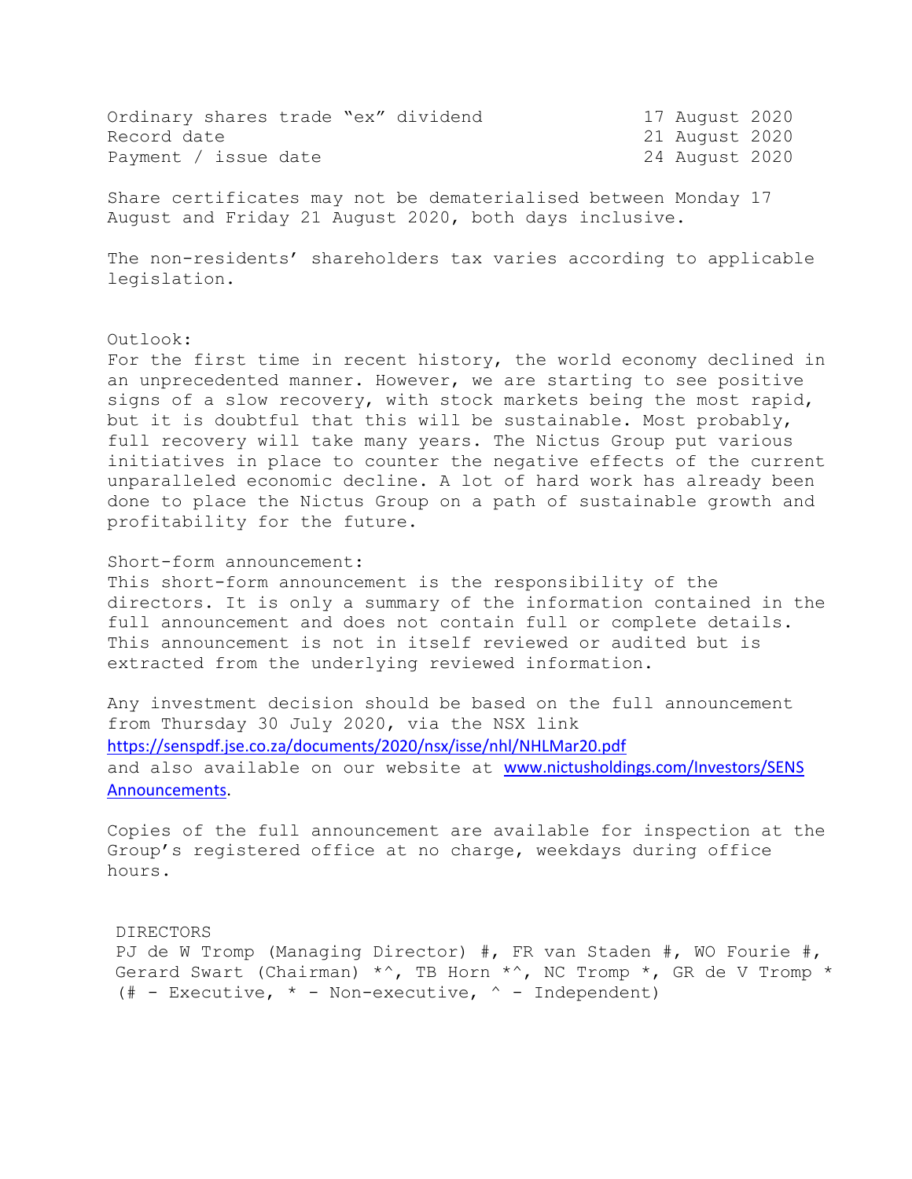| | |
|---|---|
| Ordinary shares trade "ex" dividend | 17 August 2020 |
| Record date | 21 August 2020 |
| Payment / issue date | 24 August 2020 |

Share certificates may not be dematerialised between Monday 17 August and Friday 21 August 2020, both days inclusive.

The non-residents' shareholders tax varies according to applicable legislation.

Outlook:
For the first time in recent history, the world economy declined in an unprecedented manner. However, we are starting to see positive signs of a slow recovery, with stock markets being the most rapid, but it is doubtful that this will be sustainable. Most probably, full recovery will take many years. The Nictus Group put various initiatives in place to counter the negative effects of the current unparalleled economic decline. A lot of hard work has already been done to place the Nictus Group on a path of sustainable growth and profitability for the future.

Short-form announcement:
This short-form announcement is the responsibility of the directors. It is only a summary of the information contained in the full announcement and does not contain full or complete details. This announcement is not in itself reviewed or audited but is extracted from the underlying reviewed information.

Any investment decision should be based on the full announcement from Thursday 30 July 2020, via the NSX link
https://senspdf.jse.co.za/documents/2020/nsx/isse/nhl/NHLMar20.pdf
and also available on our website at www.nictusholdings.com/Investors/SENS Announcements.

Copies of the full announcement are available for inspection at the Group's registered office at no charge, weekdays during office hours.

DIRECTORS
PJ de W Tromp (Managing Director) #, FR van Staden #, WO Fourie #, Gerard Swart (Chairman) *^, TB Horn *^, NC Tromp *, GR de V Tromp *
(# - Executive, * - Non-executive, ^ - Independent)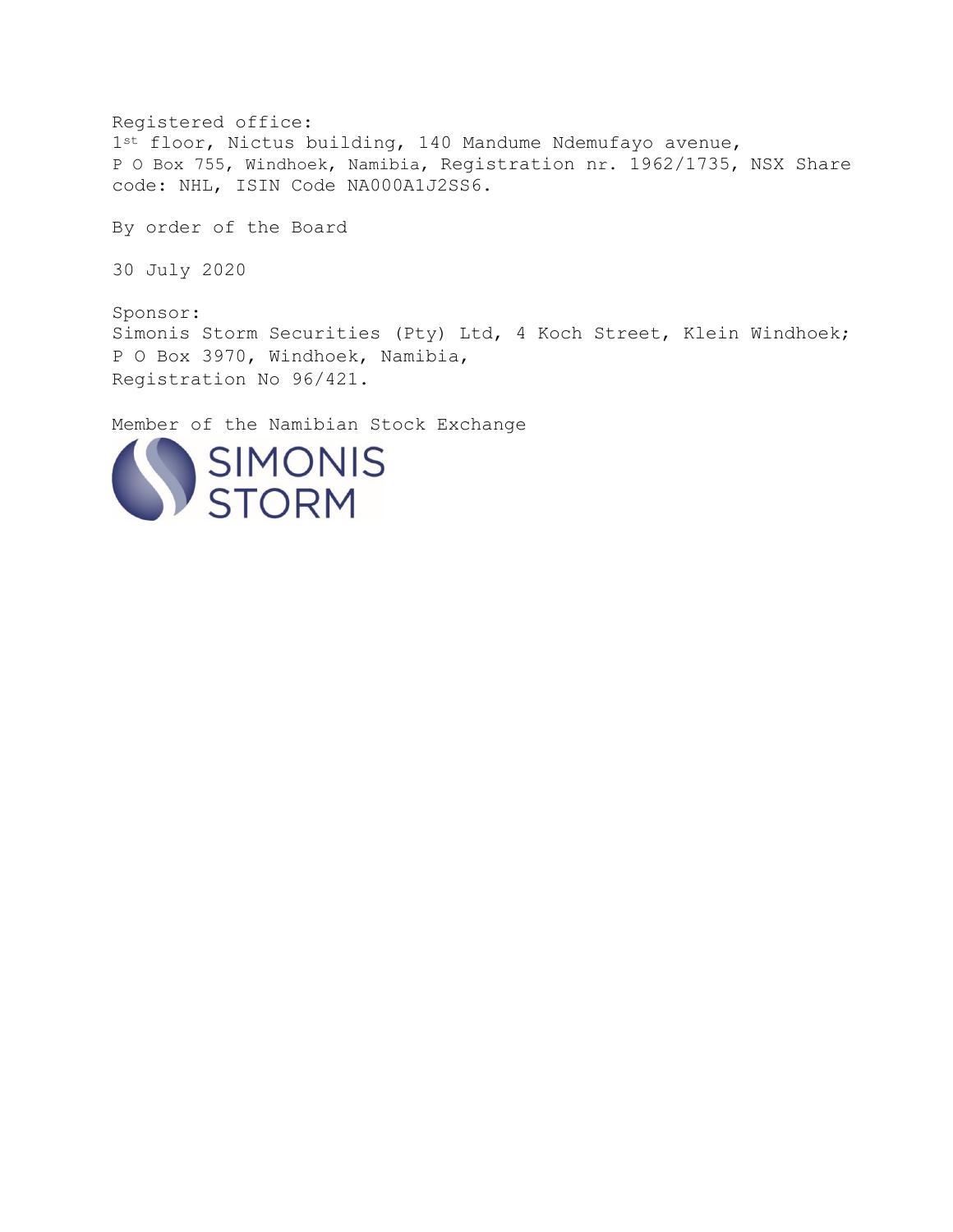Registered office:
1st floor, Nictus building, 140 Mandume Ndemufayo avenue,
P O Box 755, Windhoek, Namibia, Registration nr. 1962/1735, NSX Share code: NHL, ISIN Code NA000A1J2SS6.

By order of the Board

30 July 2020

Sponsor:
Simonis Storm Securities (Pty) Ltd, 4 Koch Street, Klein Windhoek;
P O Box 3970, Windhoek, Namibia,
Registration No 96/421.

Member of the Namibian Stock Exchange

SIMONIS STORM